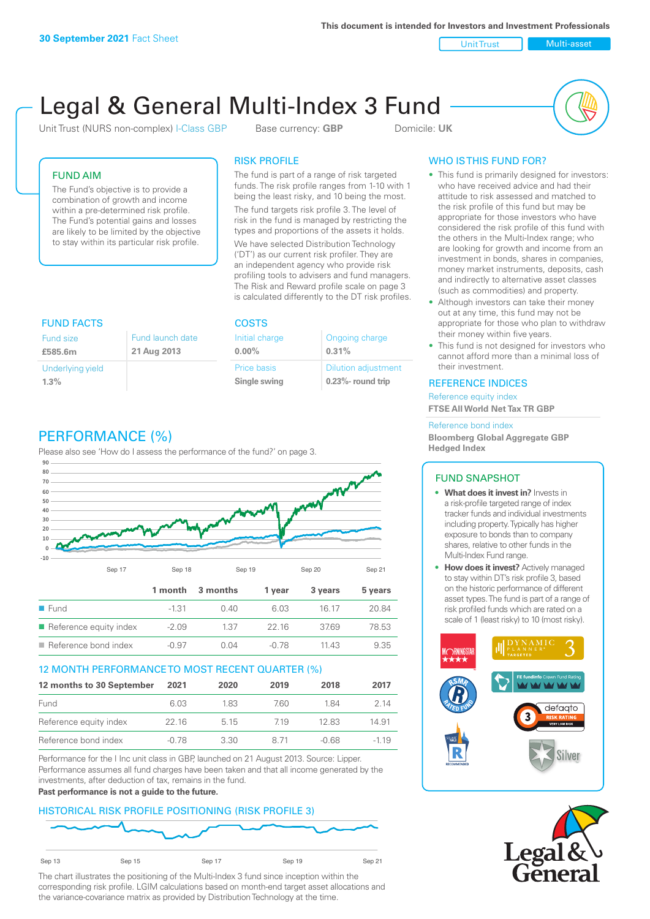30 September 2021 Fact Sheet

This document is intended for Investors and Investment Professionals

Unit Trust | Multi-asset

# Legal & General Multi-Index 3 Fund

Unit Trust (NURS non-complex) I-Class GBP    Base currency: **GBP**    Domicile: **UK**

## FUND AIM

The Fund's objective is to provide a combination of growth and income within a pre-determined risk profile. The Fund's potential gains and losses are likely to be limited by the objective to stay within its particular risk profile.

## RISK PROFILE

The fund is part of a range of risk targeted funds. The risk profile ranges from 1-10 with 1 being the least risky, and 10 being the most.

The fund targets risk profile 3. The level of risk in the fund is managed by restricting the types and proportions of the assets it holds.

We have selected Distribution Technology ('DT') as our current risk profiler. They are an independent agency who provide risk profiling tools to advisers and fund managers. The Risk and Reward profile scale on page 3 is calculated differently to the DT risk profiles.

## WHO IS THIS FUND FOR?

- This fund is primarily designed for investors: who have received advice and had their attitude to risk assessed and matched to the risk profile of this fund but may be appropriate for those investors who have considered the risk profile of this fund with the others in the Multi-Index range; who are looking for growth and income from an investment in bonds, shares in companies, money market instruments, deposits, cash and indirectly to alternative asset classes (such as commodities) and property.
- Although investors can take their money out at any time, this fund may not be appropriate for those who plan to withdraw their money within five years.
- This fund is not designed for investors who cannot afford more than a minimal loss of their investment.

## FUND FACTS

| Fund size | Fund launch date |
|---|---|
| **£585.6m** | **21 Aug 2013** |
| Underlying yield | |
| **1.3%** | |

## COSTS

| Initial charge | Ongoing charge |
|---|---|
| **0.00%** | **0.31%** |
| Price basis | Dilution adjustment |
| **Single swing** | **0.23%- round trip** |

## REFERENCE INDICES

Reference equity index
**FTSE All World Net Tax TR GBP**

Reference bond index
**Bloomberg Global Aggregate GBP Hedged Index**

## PERFORMANCE (%)

Please also see 'How do I assess the performance of the fund?' on page 3.

| | 1 month | 3 months | 1 year | 3 years | 5 years |
|---|---|---|---|---|---|
| Fund | -1.31 | 0.40 | 6.03 | 16.17 | 20.84 |
| Reference equity index | -2.09 | 1.37 | 22.16 | 37.69 | 78.53 |
| Reference bond index | -0.97 | 0.04 | -0.78 | 11.43 | 9.35 |

## 12 MONTH PERFORMANCE TO MOST RECENT QUARTER (%)

| 12 months to 30 September | 2021 | 2020 | 2019 | 2018 | 2017 |
|---|---|---|---|---|---|
| Fund | 6.03 | 1.83 | 7.60 | 1.84 | 2.14 |
| Reference equity index | 22.16 | 5.15 | 7.19 | 12.83 | 14.91 |
| Reference bond index | -0.78 | 3.30 | 8.71 | -0.68 | -1.19 |

Performance for the I Inc unit class in GBP, launched on 21 August 2013. Source: Lipper. Performance assumes all fund charges have been taken and that all income generated by the investments, after deduction of tax, remains in the fund.

**Past performance is not a guide to the future.**

## HISTORICAL RISK PROFILE POSITIONING (RISK PROFILE 3)

The chart illustrates the positioning of the Multi-Index 3 fund since inception within the corresponding risk profile. LGIM calculations based on month-end target asset allocations and the variance-covariance matrix as provided by Distribution Technology at the time.

## FUND SNAPSHOT

- **What does it invest in?** Invests in a risk-profile targeted range of index tracker funds and individual investments including property. Typically has higher exposure to bonds than to company shares, relative to other funds in the Multi-Index Fund range.
- **How does it invest?** Actively managed to stay within DT's risk profile 3, based on the historic performance of different asset types. The fund is part of a range of risk profiled funds which are rated on a scale of 1 (least risky) to 10 (most risky).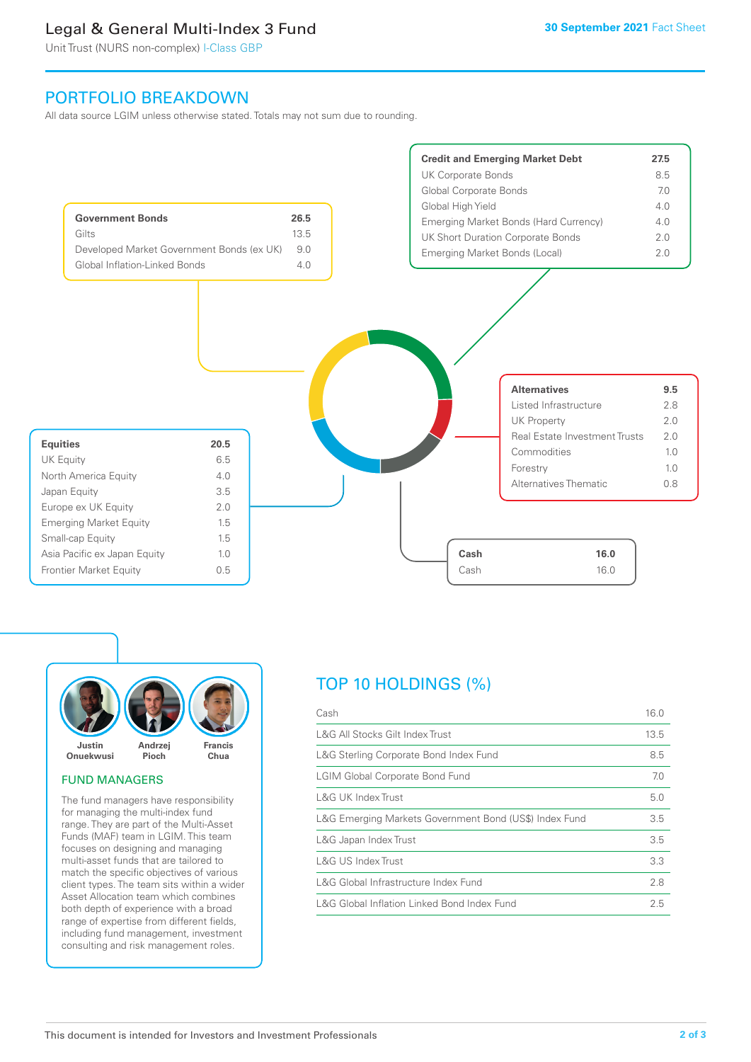# Legal & General Multi-Index 3 Fund

Unit Trust (NURS non-complex) I-Class GBP

30 September 2021 Fact Sheet

## PORTFOLIO BREAKDOWN

All data source LGIM unless otherwise stated. Totals may not sum due to rounding.

| Government Bonds | 26.5 |
|---|---|
| Gilts | 13.5 |
| Developed Market Government Bonds (ex UK) | 9.0 |
| Global Inflation-Linked Bonds | 4.0 |

| Credit and Emerging Market Debt | 27.5 |
|---|---|
| UK Corporate Bonds | 8.5 |
| Global Corporate Bonds | 7.0 |
| Global High Yield | 4.0 |
| Emerging Market Bonds (Hard Currency) | 4.0 |
| UK Short Duration Corporate Bonds | 2.0 |
| Emerging Market Bonds (Local) | 2.0 |

| Alternatives | 9.5 |
|---|---|
| Listed Infrastructure | 2.8 |
| UK Property | 2.0 |
| Real Estate Investment Trusts | 2.0 |
| Commodities | 1.0 |
| Forestry | 1.0 |
| Alternatives Thematic | 0.8 |

| Equities | 20.5 |
|---|---|
| UK Equity | 6.5 |
| North America Equity | 4.0 |
| Japan Equity | 3.5 |
| Europe ex UK Equity | 2.0 |
| Emerging Market Equity | 1.5 |
| Small-cap Equity | 1.5 |
| Asia Pacific ex Japan Equity | 1.0 |
| Frontier Market Equity | 0.5 |

| Cash | 16.0 |
|---|---|
| Cash | 16.0 |

Justin Onuekwusi, Andrzej Pioch, Francis Chua

## FUND MANAGERS

The fund managers have responsibility for managing the multi-index fund range. They are part of the Multi-Asset Funds (MAF) team in LGIM. This team focuses on designing and managing multi-asset funds that are tailored to match the specific objectives of various client types. The team sits within a wider Asset Allocation team which combines both depth of experience with a broad range of expertise from different fields, including fund management, investment consulting and risk management roles.

## TOP 10 HOLDINGS (%)

| Holding | % |
|---|---|
| Cash | 16.0 |
| L&G All Stocks Gilt Index Trust | 13.5 |
| L&G Sterling Corporate Bond Index Fund | 8.5 |
| LGIM Global Corporate Bond Fund | 7.0 |
| L&G UK Index Trust | 5.0 |
| L&G Emerging Markets Government Bond (US$) Index Fund | 3.5 |
| L&G Japan Index Trust | 3.5 |
| L&G US Index Trust | 3.3 |
| L&G Global Infrastructure Index Fund | 2.8 |
| L&G Global Inflation Linked Bond Index Fund | 2.5 |

This document is intended for Investors and Investment Professionals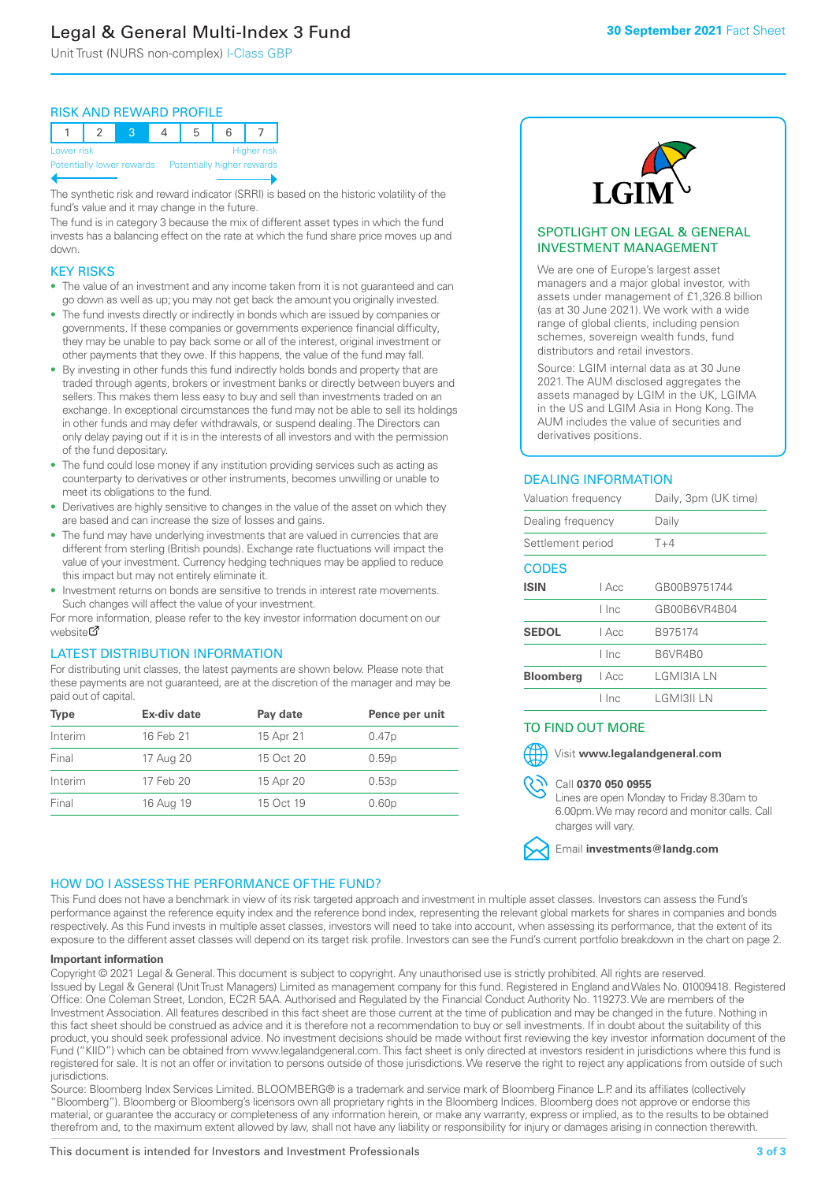# Legal & General Multi-Index 3 Fund

Unit Trust (NURS non-complex) I-Class GBP

**30 September 2021** Fact Sheet

## RISK AND REWARD PROFILE

| 1 | 2 | 3 | 4 | 5 | 6 | 7 |
|---|---|---|---|---|---|---|

Lower risk — Higher risk

Potentially lower rewards — Potentially higher rewards

The synthetic risk and reward indicator (SRRI) is based on the historic volatility of the fund's value and it may change in the future.

The fund is in category 3 because the mix of different asset types in which the fund invests has a balancing effect on the rate at which the fund share price moves up and down.

## KEY RISKS

- The value of an investment and any income taken from it is not guaranteed and can go down as well as up; you may not get back the amount you originally invested.
- The fund invests directly or indirectly in bonds which are issued by companies or governments. If these companies or governments experience financial difficulty, they may be unable to pay back some or all of the interest, original investment or other payments that they owe. If this happens, the value of the fund may fall.
- By investing in other funds this fund indirectly holds bonds and property that are traded through agents, brokers or investment banks or directly between buyers and sellers. This makes them less easy to buy and sell than investments traded on an exchange. In exceptional circumstances the fund may not be able to sell its holdings in other funds and may defer withdrawals, or suspend dealing. The Directors can only delay paying out if it is in the interests of all investors and with the permission of the fund depositary.
- The fund could lose money if any institution providing services such as acting as counterparty to derivatives or other instruments, becomes unwilling or unable to meet its obligations to the fund.
- Derivatives are highly sensitive to changes in the value of the asset on which they are based and can increase the size of losses and gains.
- The fund may have underlying investments that are valued in currencies that are different from sterling (British pounds). Exchange rate fluctuations will impact the value of your investment. Currency hedging techniques may be applied to reduce this impact but may not entirely eliminate it.
- Investment returns on bonds are sensitive to trends in interest rate movements. Such changes will affect the value of your investment.

For more information, please refer to the key investor information document on our website

## LATEST DISTRIBUTION INFORMATION

For distributing unit classes, the latest payments are shown below. Please note that these payments are not guaranteed, are at the discretion of the manager and may be paid out of capital.

| Type | Ex-div date | Pay date | Pence per unit |
|---|---|---|---|
| Interim | 16 Feb 21 | 15 Apr 21 | 0.47p |
| Final | 17 Aug 20 | 15 Oct 20 | 0.59p |
| Interim | 17 Feb 20 | 15 Apr 20 | 0.53p |
| Final | 16 Aug 19 | 15 Oct 19 | 0.60p |

LGIM

## SPOTLIGHT ON LEGAL & GENERAL INVESTMENT MANAGEMENT

We are one of Europe's largest asset managers and a major global investor, with assets under management of £1,326.8 billion (as at 30 June 2021). We work with a wide range of global clients, including pension schemes, sovereign wealth funds, fund distributors and retail investors.

Source: LGIM internal data as at 30 June 2021. The AUM disclosed aggregates the assets managed by LGIM in the UK, LGIMA in the US and LGIM Asia in Hong Kong. The AUM includes the value of securities and derivatives positions.

## DEALING INFORMATION

| | |
|---|---|
| Valuation frequency | Daily, 3pm (UK time) |
| Dealing frequency | Daily |
| Settlement period | T+4 |

## CODES

| | | |
|---|---|---|
| **ISIN** | I Acc | GB00B9751744 |
| | I Inc | GB00B6VR4B04 |
| **SEDOL** | I Acc | B975174 |
| | I Inc | B6VR4B0 |
| **Bloomberg** | I Acc | LGMI3IA LN |
| | I Inc | LGMI3II LN |

## TO FIND OUT MORE

Visit **www.legalandgeneral.com**

Call **0370 050 0955**
Lines are open Monday to Friday 8.30am to 6.00pm. We may record and monitor calls. Call charges will vary.

Email **investments@landg.com**

## HOW DO I ASSESS THE PERFORMANCE OF THE FUND?

This Fund does not have a benchmark in view of its risk targeted approach and investment in multiple asset classes. Investors can assess the Fund's performance against the reference equity index and the reference bond index, representing the relevant global markets for shares in companies and bonds respectively. As this Fund invests in multiple asset classes, investors will need to take into account, when assessing its performance, that the extent of its exposure to the different asset classes will depend on its target risk profile. Investors can see the Fund's current portfolio breakdown in the chart on page 2.

**Important information**

Copyright © 2021 Legal & General. This document is subject to copyright. Any unauthorised use is strictly prohibited. All rights are reserved.
Issued by Legal & General (Unit Trust Managers) Limited as management company for this fund. Registered in England and Wales No. 01009418. Registered Office: One Coleman Street, London, EC2R 5AA. Authorised and Regulated by the Financial Conduct Authority No. 119273. We are members of the Investment Association. All features described in this fact sheet are those current at the time of publication and may be changed in the future. Nothing in this fact sheet should be construed as advice and it is therefore not a recommendation to buy or sell investments. If in doubt about the suitability of this product, you should seek professional advice. No investment decisions should be made without first reviewing the key investor information document of the Fund ("KIID") which can be obtained from www.legalandgeneral.com. This fact sheet is only directed at investors resident in jurisdictions where this fund is registered for sale. It is not an offer or invitation to persons outside of those jurisdictions. We reserve the right to reject any applications from outside of such jurisdictions.
Source: Bloomberg Index Services Limited. BLOOMBERG® is a trademark and service mark of Bloomberg Finance L.P. and its affiliates (collectively "Bloomberg"). Bloomberg or Bloomberg's licensors own all proprietary rights in the Bloomberg Indices. Bloomberg does not approve or endorse this material, or guarantee the accuracy or completeness of any information herein, or make any warranty, express or implied, as to the results to be obtained therefrom and, to the maximum extent allowed by law, shall not have any liability or responsibility for injury or damages arising in connection therewith.

This document is intended for Investors and Investment Professionals